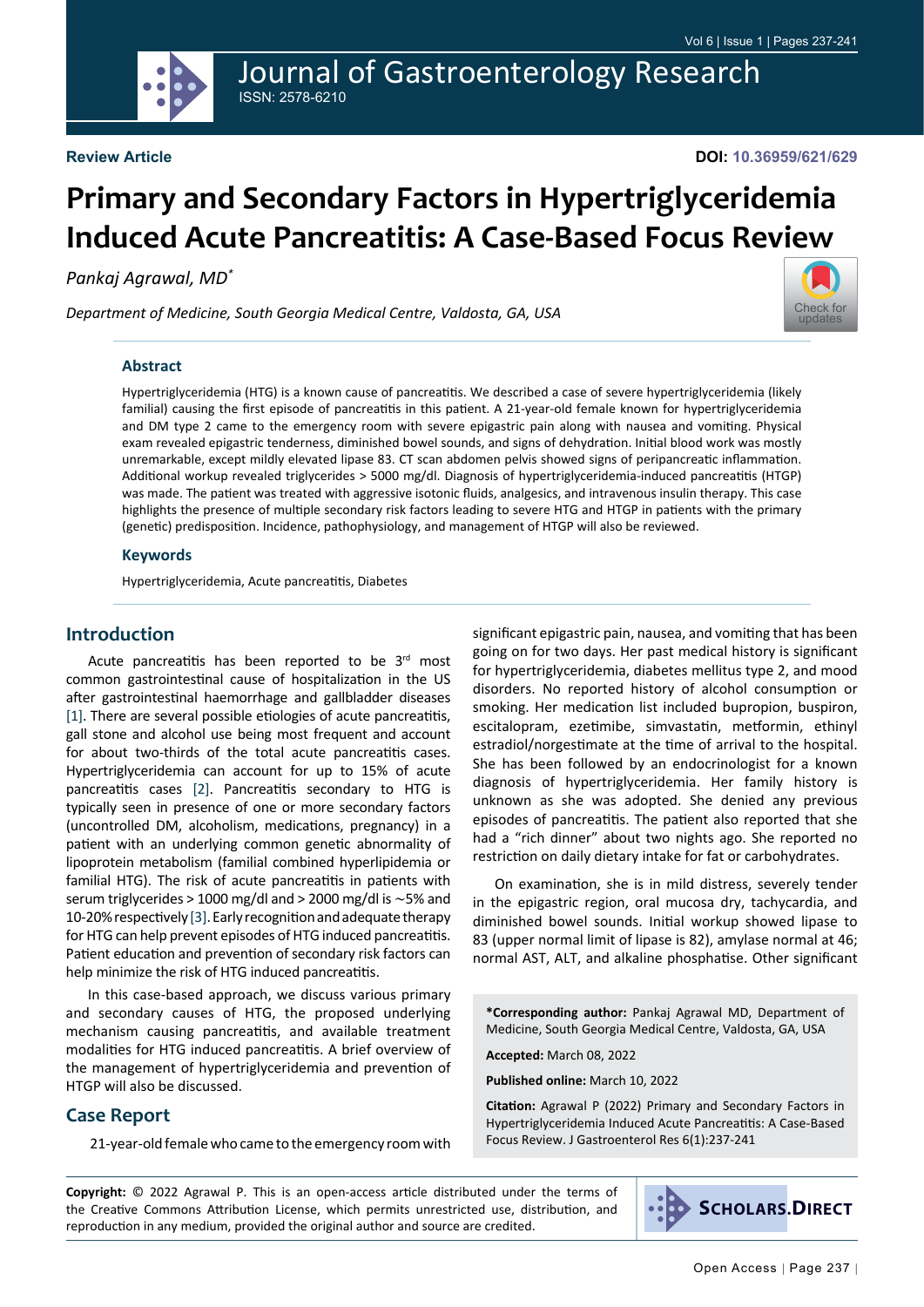Review Article

DOI: 10.36959/621/629

# Primary and Secondary Factors in Hypertriglyceridemia Induced Acute Pancreatitis: A Case-Based Focus Review

*Pankaj Agrawal, MD**

*Department of Medicine, South Georgia Medical Centre, Valdosta, GA, USA*

## Abstract

Hypertriglyceridemia (HTG) is a known cause of pancreatitis. We described a case of severe hypertriglyceridemia (likely familial) causing the first episode of pancreatitis in this patient. A 21-year-old female known for hypertriglyceridemia and DM type 2 came to the emergency room with severe epigastric pain along with nausea and vomiting. Physical exam revealed epigastric tenderness, diminished bowel sounds, and signs of dehydration. Initial blood work was mostly unremarkable, except mildly elevated lipase 83. CT scan abdomen pelvis showed signs of peripancreatic inflammation. Additional workup revealed triglycerides > 5000 mg/dl. Diagnosis of hypertriglyceridemia-induced pancreatitis (HTGP) was made. The patient was treated with aggressive isotonic fluids, analgesics, and intravenous insulin therapy. This case highlights the presence of multiple secondary risk factors leading to severe HTG and HTGP in patients with the primary (genetic) predisposition. Incidence, pathophysiology, and management of HTGP will also be reviewed.

## Keywords

Hypertriglyceridemia, Acute pancreatitis, Diabetes

## Introduction

Acute pancreatitis has been reported to be 3rd most common gastrointestinal cause of hospitalization in the US after gastrointestinal haemorrhage and gallbladder diseases [1]. There are several possible etiologies of acute pancreatitis, gall stone and alcohol use being most frequent and account for about two-thirds of the total acute pancreatitis cases. Hypertriglyceridemia can account for up to 15% of acute pancreatitis cases [2]. Pancreatitis secondary to HTG is typically seen in presence of one or more secondary factors (uncontrolled DM, alcoholism, medications, pregnancy) in a patient with an underlying common genetic abnormality of lipoprotein metabolism (familial combined hyperlipidemia or familial HTG). The risk of acute pancreatitis in patients with serum triglycerides > 1000 mg/dl and > 2000 mg/dl is ~5% and 10-20% respectively [3]. Early recognition and adequate therapy for HTG can help prevent episodes of HTG induced pancreatitis. Patient education and prevention of secondary risk factors can help minimize the risk of HTG induced pancreatitis.

In this case-based approach, we discuss various primary and secondary causes of HTG, the proposed underlying mechanism causing pancreatitis, and available treatment modalities for HTG induced pancreatitis. A brief overview of the management of hypertriglyceridemia and prevention of HTGP will also be discussed.

## Case Report

21-year-old female who came to the emergency room with significant epigastric pain, nausea, and vomiting that has been going on for two days. Her past medical history is significant for hypertriglyceridemia, diabetes mellitus type 2, and mood disorders. No reported history of alcohol consumption or smoking. Her medication list included bupropion, buspiron, escitalopram, ezetimibe, simvastatin, metformin, ethinyl estradiol/norgestimate at the time of arrival to the hospital. She has been followed by an endocrinologist for a known diagnosis of hypertriglyceridemia. Her family history is unknown as she was adopted. She denied any previous episodes of pancreatitis. The patient also reported that she had a "rich dinner" about two nights ago. She reported no restriction on daily dietary intake for fat or carbohydrates.

On examination, she is in mild distress, severely tender in the epigastric region, oral mucosa dry, tachycardia, and diminished bowel sounds. Initial workup showed lipase to 83 (upper normal limit of lipase is 82), amylase normal at 46; normal AST, ALT, and alkaline phosphatise. Other significant

**\*Corresponding author:** Pankaj Agrawal MD, Department of Medicine, South Georgia Medical Centre, Valdosta, GA, USA

**Accepted:** March 08, 2022

**Published online:** March 10, 2022

**Citation:** Agrawal P (2022) Primary and Secondary Factors in Hypertriglyceridemia Induced Acute Pancreatitis: A Case-Based Focus Review. J Gastroenterol Res 6(1):237-241

**Copyright:** © 2022 Agrawal P. This is an open-access article distributed under the terms of the Creative Commons Attribution License, which permits unrestricted use, distribution, and reproduction in any medium, provided the original author and source are credited.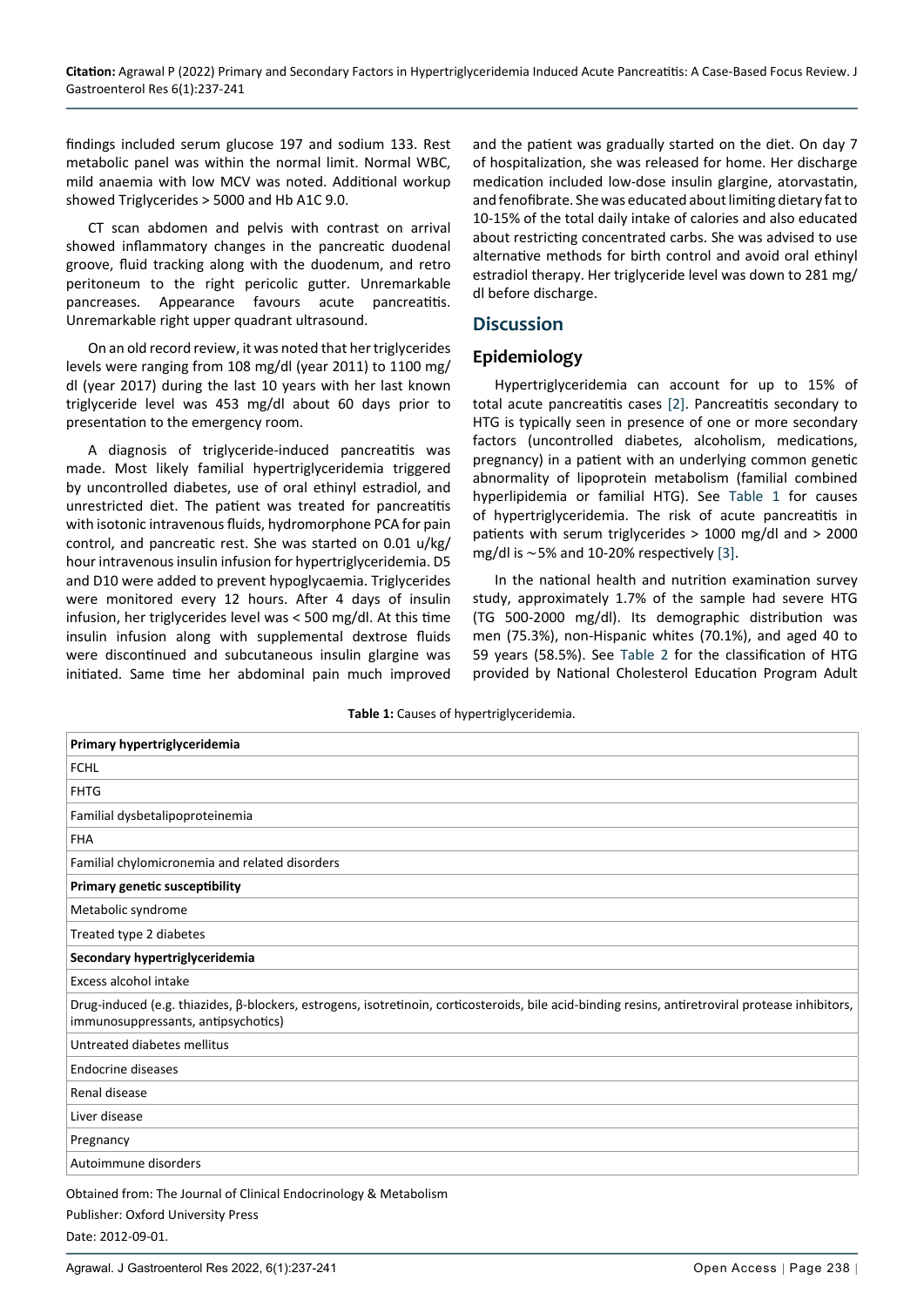findings included serum glucose 197 and sodium 133. Rest metabolic panel was within the normal limit. Normal WBC, mild anaemia with low MCV was noted. Additional workup showed Triglycerides > 5000 and Hb A1C 9.0.

CT scan abdomen and pelvis with contrast on arrival showed inflammatory changes in the pancreatic duodenal groove, fluid tracking along with the duodenum, and retro peritoneum to the right pericolic gutter. Unremarkable pancreases. Appearance favours acute pancreatitis. Unremarkable right upper quadrant ultrasound.

On an old record review, it was noted that her triglycerides levels were ranging from 108 mg/dl (year 2011) to 1100 mg/dl (year 2017) during the last 10 years with her last known triglyceride level was 453 mg/dl about 60 days prior to presentation to the emergency room.

A diagnosis of triglyceride-induced pancreatitis was made. Most likely familial hypertriglyceridemia triggered by uncontrolled diabetes, use of oral ethinyl estradiol, and unrestricted diet. The patient was treated for pancreatitis with isotonic intravenous fluids, hydromorphone PCA for pain control, and pancreatic rest. She was started on 0.01 u/kg/hour intravenous insulin infusion for hypertriglyceridemia. D5 and D10 were added to prevent hypoglycaemia. Triglycerides were monitored every 12 hours. After 4 days of insulin infusion, her triglycerides level was < 500 mg/dl. At this time insulin infusion along with supplemental dextrose fluids were discontinued and subcutaneous insulin glargine was initiated. Same time her abdominal pain much improved and the patient was gradually started on the diet. On day 7 of hospitalization, she was released for home. Her discharge medication included low-dose insulin glargine, atorvastatin, and fenofibrate. She was educated about limiting dietary fat to 10-15% of the total daily intake of calories and also educated about restricting concentrated carbs. She was advised to use alternative methods for birth control and avoid oral ethinyl estradiol therapy. Her triglyceride level was down to 281 mg/dl before discharge.

## Discussion

### Epidemiology

Hypertriglyceridemia can account for up to 15% of total acute pancreatitis cases [2]. Pancreatitis secondary to HTG is typically seen in presence of one or more secondary factors (uncontrolled diabetes, alcoholism, medications, pregnancy) in a patient with an underlying common genetic abnormality of lipoprotein metabolism (familial combined hyperlipidemia or familial HTG). See Table 1 for causes of hypertriglyceridemia. The risk of acute pancreatitis in patients with serum triglycerides > 1000 mg/dl and > 2000 mg/dl is ~5% and 10-20% respectively [3].

In the national health and nutrition examination survey study, approximately 1.7% of the sample had severe HTG (TG 500-2000 mg/dl). Its demographic distribution was men (75.3%), non-Hispanic whites (70.1%), and aged 40 to 59 years (58.5%). See Table 2 for the classification of HTG provided by National Cholesterol Education Program Adult

**Table 1:** Causes of hypertriglyceridemia.

| **Primary hypertriglyceridemia** |
|---|
| FCHL |
| FHTG |
| Familial dysbetalipoproteinemia |
| FHA |
| Familial chylomicronemia and related disorders |
| **Primary genetic susceptibility** |
| Metabolic syndrome |
| Treated type 2 diabetes |
| **Secondary hypertriglyceridemia** |
| Excess alcohol intake |
| Drug-induced (e.g. thiazides, β-blockers, estrogens, isotretinoin, corticosteroids, bile acid-binding resins, antiretroviral protease inhibitors, immunosuppressants, antipsychotics) |
| Untreated diabetes mellitus |
| Endocrine diseases |
| Renal disease |
| Liver disease |
| Pregnancy |
| Autoimmune disorders |

Obtained from: The Journal of Clinical Endocrinology & Metabolism

Publisher: Oxford University Press

Date: 2012-09-01.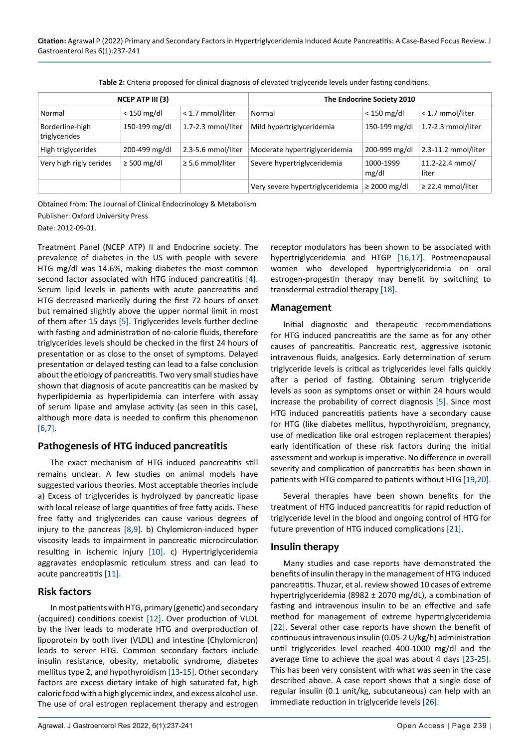**Table 2:** Criteria proposed for clinical diagnosis of elevated triglyceride levels under fasting conditions.

| NCEP ATP III (3) | | | The Endocrine Society 2010 | | |
|---|---|---|---|---|---|
| Normal | < 150 mg/dl | < 1.7 mmol/liter | Normal | < 150 mg/dl | < 1.7 mmol/liter |
| Borderline-high triglycerides | 150-199 mg/dl | 1.7-2.3 mmol/liter | Mild hypertriglyceridemia | 150-199 mg/dl | 1.7-2.3 mmol/liter |
| High triglycerides | 200-499 mg/dl | 2.3-5.6 mmol/liter | Moderate hypertriglyceridemia | 200-999 mg/dl | 2.3-11.2 mmol/liter |
| Very high rigly cerides | ≥ 500 mg/dl | ≥ 5.6 mmol/liter | Severe hypertriglyceridemia | 1000-1999 mg/dl | 11.2-22.4 mmol/liter |
| | | | Very severe hypertriglyceridemia | ≥ 2000 mg/dl | ≥ 22.4 mmol/liter |

Obtained from: The Journal of Clinical Endocrinology & Metabolism

Publisher: Oxford University Press

Date: 2012-09-01.

Treatment Panel (NCEP ATP) II and Endocrine society. The prevalence of diabetes in the US with people with severe HTG mg/dl was 14.6%, making diabetes the most common second factor associated with HTG induced pancreatitis [4]. Serum lipid levels in patients with acute pancreatitis and HTG decreased markedly during the first 72 hours of onset but remained slightly above the upper normal limit in most of them after 15 days [5]. Triglycerides levels further decline with fasting and administration of no-calorie fluids, therefore triglycerides levels should be checked in the first 24 hours of presentation or as close to the onset of symptoms. Delayed presentation or delayed testing can lead to a false conclusion about the etiology of pancreatitis. Two very small studies have shown that diagnosis of acute pancreatitis can be masked by hyperlipidemia as hyperlipidemia can interfere with assay of serum lipase and amylase activity (as seen in this case), although more data is needed to confirm this phenomenon [6,7].

## Pathogenesis of HTG induced pancreatitis

The exact mechanism of HTG induced pancreatitis still remains unclear. A few studies on animal models have suggested various theories. Most acceptable theories include a) Excess of triglycerides is hydrolyzed by pancreatic lipase with local release of large quantities of free fatty acids. These free fatty and triglycerides can cause various degrees of injury to the pancreas [8,9]. b) Chylomicron-induced hyper viscosity leads to impairment in pancreatic microcirculation resulting in ischemic injury [10]. c) Hypertriglyceridemia aggravates endoplasmic reticulum stress and can lead to acute pancreatitis [11].

## Risk factors

In most patients with HTG, primary (genetic) and secondary (acquired) conditions coexist [12]. Over production of VLDL by the liver leads to moderate HTG and overproduction of lipoprotein by both liver (VLDL) and intestine (Chylomicron) leads to server HTG. Common secondary factors include insulin resistance, obesity, metabolic syndrome, diabetes mellitus type 2, and hypothyroidism [13-15]. Other secondary factors are excess dietary intake of high saturated fat, high caloric food with a high glycemic index, and excess alcohol use. The use of oral estrogen replacement therapy and estrogen receptor modulators has been shown to be associated with hypertriglyceridemia and HTGP [16,17]. Postmenopausal women who developed hypertriglyceridemia on oral estrogen-progestin therapy may benefit by switching to transdermal estradiol therapy [18].

## Management

Initial diagnostic and therapeutic recommendations for HTG induced pancreatitis are the same as for any other causes of pancreatitis. Pancreatic rest, aggressive isotonic intravenous fluids, analgesics. Early determination of serum triglyceride levels is critical as triglycerides level falls quickly after a period of fasting. Obtaining serum triglyceride levels as soon as symptoms onset or within 24 hours would increase the probability of correct diagnosis [5]. Since most HTG induced pancreatitis patients have a secondary cause for HTG (like diabetes mellitus, hypothyroidism, pregnancy, use of medication like oral estrogen replacement therapies) early identification of these risk factors during the initial assessment and workup is imperative. No difference in overall severity and complication of pancreatitis has been shown in patients with HTG compared to patients without HTG [19,20].

Several therapies have been shown benefits for the treatment of HTG induced pancreatitis for rapid reduction of triglyceride level in the blood and ongoing control of HTG for future prevention of HTG induced complications [21].

## Insulin therapy

Many studies and case reports have demonstrated the benefits of insulin therapy in the management of HTG induced pancreatitis. Thuzar, et al. review showed 10 cases of extreme hypertriglyceridemia (8982 ± 2070 mg/dL), a combination of fasting and intravenous insulin to be an effective and safe method for management of extreme hypertriglyceridemia [22]. Several other case reports have shown the benefit of continuous intravenous insulin (0.05-2 U/kg/h) administration until triglycerides level reached 400-1000 mg/dl and the average time to achieve the goal was about 4 days [23-25]. This has been very consistent with what was seen in the case described above. A case report shows that a single dose of regular insulin (0.1 unit/kg, subcutaneous) can help with an immediate reduction in triglyceride levels [26].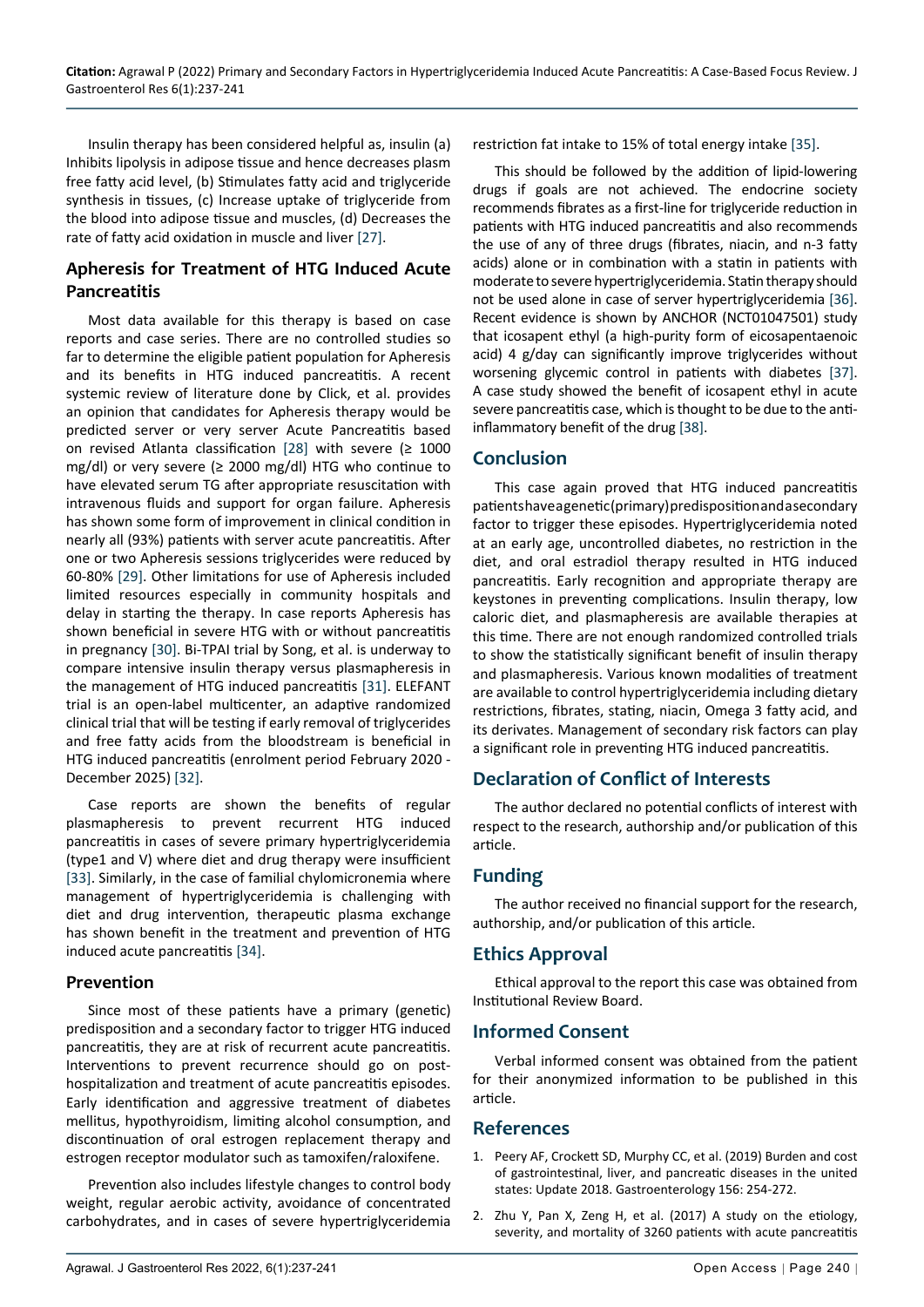Insulin therapy has been considered helpful as, insulin (a) Inhibits lipolysis in adipose tissue and hence decreases plasm free fatty acid level, (b) Stimulates fatty acid and triglyceride synthesis in tissues, (c) Increase uptake of triglyceride from the blood into adipose tissue and muscles, (d) Decreases the rate of fatty acid oxidation in muscle and liver [27].

## Apheresis for Treatment of HTG Induced Acute Pancreatitis

Most data available for this therapy is based on case reports and case series. There are no controlled studies so far to determine the eligible patient population for Apheresis and its benefits in HTG induced pancreatitis. A recent systemic review of literature done by Click, et al. provides an opinion that candidates for Apheresis therapy would be predicted server or very server Acute Pancreatitis based on revised Atlanta classification [28] with severe (≥ 1000 mg/dl) or very severe (≥ 2000 mg/dl) HTG who continue to have elevated serum TG after appropriate resuscitation with intravenous fluids and support for organ failure. Apheresis has shown some form of improvement in clinical condition in nearly all (93%) patients with server acute pancreatitis. After one or two Apheresis sessions triglycerides were reduced by 60-80% [29]. Other limitations for use of Apheresis included limited resources especially in community hospitals and delay in starting the therapy. In case reports Apheresis has shown beneficial in severe HTG with or without pancreatitis in pregnancy [30]. Bi-TPAI trial by Song, et al. is underway to compare intensive insulin therapy versus plasmapheresis in the management of HTG induced pancreatitis [31]. ELEFANT trial is an open-label multicenter, an adaptive randomized clinical trial that will be testing if early removal of triglycerides and free fatty acids from the bloodstream is beneficial in HTG induced pancreatitis (enrolment period February 2020 - December 2025) [32].

Case reports are shown the benefits of regular plasmapheresis to prevent recurrent HTG induced pancreatitis in cases of severe primary hypertriglyceridemia (type1 and V) where diet and drug therapy were insufficient [33]. Similarly, in the case of familial chylomicronemia where management of hypertriglyceridemia is challenging with diet and drug intervention, therapeutic plasma exchange has shown benefit in the treatment and prevention of HTG induced acute pancreatitis [34].

## Prevention

Since most of these patients have a primary (genetic) predisposition and a secondary factor to trigger HTG induced pancreatitis, they are at risk of recurrent acute pancreatitis. Interventions to prevent recurrence should go on post-hospitalization and treatment of acute pancreatitis episodes. Early identification and aggressive treatment of diabetes mellitus, hypothyroidism, limiting alcohol consumption, and discontinuation of oral estrogen replacement therapy and estrogen receptor modulator such as tamoxifen/raloxifene.

Prevention also includes lifestyle changes to control body weight, regular aerobic activity, avoidance of concentrated carbohydrates, and in cases of severe hypertriglyceridemia restriction fat intake to 15% of total energy intake [35].

This should be followed by the addition of lipid-lowering drugs if goals are not achieved. The endocrine society recommends fibrates as a first-line for triglyceride reduction in patients with HTG induced pancreatitis and also recommends the use of any of three drugs (fibrates, niacin, and n-3 fatty acids) alone or in combination with a statin in patients with moderate to severe hypertriglyceridemia. Statin therapy should not be used alone in case of server hypertriglyceridemia [36]. Recent evidence is shown by ANCHOR (NCT01047501) study that icosapent ethyl (a high-purity form of eicosapentaenoic acid) 4 g/day can significantly improve triglycerides without worsening glycemic control in patients with diabetes [37]. A case study showed the benefit of icosapent ethyl in acute severe pancreatitis case, which is thought to be due to the anti-inflammatory benefit of the drug [38].

## Conclusion

This case again proved that HTG induced pancreatitis patients have a genetic (primary) predisposition and a secondary factor to trigger these episodes. Hypertriglyceridemia noted at an early age, uncontrolled diabetes, no restriction in the diet, and oral estradiol therapy resulted in HTG induced pancreatitis. Early recognition and appropriate therapy are keystones in preventing complications. Insulin therapy, low caloric diet, and plasmapheresis are available therapies at this time. There are not enough randomized controlled trials to show the statistically significant benefit of insulin therapy and plasmapheresis. Various known modalities of treatment are available to control hypertriglyceridemia including dietary restrictions, fibrates, stating, niacin, Omega 3 fatty acid, and its derivates. Management of secondary risk factors can play a significant role in preventing HTG induced pancreatitis.

## Declaration of Conflict of Interests

The author declared no potential conflicts of interest with respect to the research, authorship and/or publication of this article.

## Funding

The author received no financial support for the research, authorship, and/or publication of this article.

## Ethics Approval

Ethical approval to the report this case was obtained from Institutional Review Board.

## Informed Consent

Verbal informed consent was obtained from the patient for their anonymized information to be published in this article.

## References

1. Peery AF, Crockett SD, Murphy CC, et al. (2019) Burden and cost of gastrointestinal, liver, and pancreatic diseases in the united states: Update 2018. Gastroenterology 156: 254-272.
2. Zhu Y, Pan X, Zeng H, et al. (2017) A study on the etiology, severity, and mortality of 3260 patients with acute pancreatitis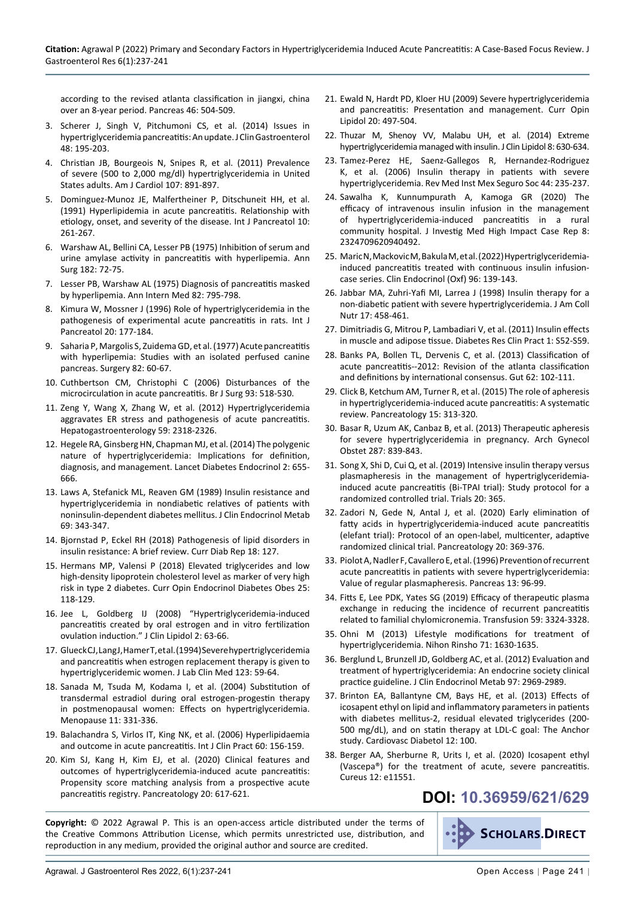according to the revised atlanta classification in jiangxi, china over an 8-year period. Pancreas 46: 504-509.

3. Scherer J, Singh V, Pitchumoni CS, et al. (2014) Issues in hypertriglyceridemia pancreatitis: An update. J Clin Gastroenterol 48: 195-203.
4. Christian JB, Bourgeois N, Snipes R, et al. (2011) Prevalence of severe (500 to 2,000 mg/dl) hypertriglyceridemia in United States adults. Am J Cardiol 107: 891-897.
5. Dominguez-Munoz JE, Malfertheiner P, Ditschuneit HH, et al. (1991) Hyperlipidemia in acute pancreatitis. Relationship with etiology, onset, and severity of the disease. Int J Pancreatol 10: 261-267.
6. Warshaw AL, Bellini CA, Lesser PB (1975) Inhibition of serum and urine amylase activity in pancreatitis with hyperlipemia. Ann Surg 182: 72-75.
7. Lesser PB, Warshaw AL (1975) Diagnosis of pancreatitis masked by hyperlipemia. Ann Intern Med 82: 795-798.
8. Kimura W, Mossner J (1996) Role of hypertriglyceridemia in the pathogenesis of experimental acute pancreatitis in rats. Int J Pancreatol 20: 177-184.
9. Saharia P, Margolis S, Zuidema GD, et al. (1977) Acute pancreatitis with hyperlipemia: Studies with an isolated perfused canine pancreas. Surgery 82: 60-67.
10. Cuthbertson CM, Christophi C (2006) Disturbances of the microcirculation in acute pancreatitis. Br J Surg 93: 518-530.
11. Zeng Y, Wang X, Zhang W, et al. (2012) Hypertriglyceridemia aggravates ER stress and pathogenesis of acute pancreatitis. Hepatogastroenterology 59: 2318-2326.
12. Hegele RA, Ginsberg HN, Chapman MJ, et al. (2014) The polygenic nature of hypertriglyceridaemia: Implications for definition, diagnosis, and management. Lancet Diabetes Endocrinol 2: 655-666.
13. Laws A, Stefanick ML, Reaven GM (1989) Insulin resistance and hypertriglyceridemia in nondiabetic relatives of patients with noninsulin-dependent diabetes mellitus. J Clin Endocrinol Metab 69: 343-347.
14. Bjornstad P, Eckel RH (2018) Pathogenesis of lipid disorders in insulin resistance: A brief review. Curr Diab Rep 18: 127.
15. Hermans MP, Valensi P (2018) Elevated triglycerides and low high-density lipoprotein cholesterol level as marker of very high risk in type 2 diabetes. Curr Opin Endocrinol Diabetes Obes 25: 118-129.
16. Jee L, Goldberg IJ (2008) "Hypertriglyceridemia-induced pancreatitis created by oral estrogen and in vitro fertilization ovulation induction." J Clin Lipidol 2: 63-66.
17. Glueck CJ, Lang J, Hamer T, et al. (1994) Severe hypertriglyceridemia and pancreatitis when estrogen replacement therapy is given to hypertriglyceridemic women. J Lab Clin Med 123: 59-64.
18. Sanada M, Tsuda M, Kodama I, et al. (2004) Substitution of transdermal estradiol during oral estrogen-progestin therapy in postmenopausal women: Effects on hypertriglyceridemia. Menopause 11: 331-336.
19. Balachandra S, Virlos IT, King NK, et al. (2006) Hyperlipidaemia and outcome in acute pancreatitis. Int J Clin Pract 60: 156-159.
20. Kim SJ, Kang H, Kim EJ, et al. (2020) Clinical features and outcomes of hypertriglyceridemia-induced acute pancreatitis: Propensity score matching analysis from a prospective acute pancreatitis registry. Pancreatology 20: 617-621.
21. Ewald N, Hardt PD, Kloer HU (2009) Severe hypertriglyceridemia and pancreatitis: Presentation and management. Curr Opin Lipidol 20: 497-504.
22. Thuzar M, Shenoy VV, Malabu UH, et al. (2014) Extreme hypertriglyceridemia managed with insulin. J Clin Lipidol 8: 630-634.
23. Tamez-Perez HE, Saenz-Gallegos R, Hernandez-Rodriguez K, et al. (2006) Insulin therapy in patients with severe hypertriglyceridemia. Rev Med Inst Mex Seguro Soc 44: 235-237.
24. Sawalha K, Kunnumpurath A, Kamoga GR (2020) The efficacy of intravenous insulin infusion in the management of hypertriglyceridemia-induced pancreatitis in a rural community hospital. J Investig Med High Impact Case Rep 8: 2324709620940492.
25. Maric N, Mackovic M, Bakula M, et al. (2022) Hypertriglyceridemia-induced pancreatitis treated with continuous insulin infusion-case series. Clin Endocrinol (Oxf) 96: 139-143.
26. Jabbar MA, Zuhri-Yafi MI, Larrea J (1998) Insulin therapy for a non-diabetic patient with severe hypertriglyceridemia. J Am Coll Nutr 17: 458-461.
27. Dimitriadis G, Mitrou P, Lambadiari V, et al. (2011) Insulin effects in muscle and adipose tissue. Diabetes Res Clin Pract 1: S52-S59.
28. Banks PA, Bollen TL, Dervenis C, et al. (2013) Classification of acute pancreatitis--2012: Revision of the atlanta classification and definitions by international consensus. Gut 62: 102-111.
29. Click B, Ketchum AM, Turner R, et al. (2015) The role of apheresis in hypertriglyceridemia-induced acute pancreatitis: A systematic review. Pancreatology 15: 313-320.
30. Basar R, Uzum AK, Canbaz B, et al. (2013) Therapeutic apheresis for severe hypertriglyceridemia in pregnancy. Arch Gynecol Obstet 287: 839-843.
31. Song X, Shi D, Cui Q, et al. (2019) Intensive insulin therapy versus plasmapheresis in the management of hypertriglyceridemia-induced acute pancreatitis (Bi-TPAI trial): Study protocol for a randomized controlled trial. Trials 20: 365.
32. Zadori N, Gede N, Antal J, et al. (2020) Early elimination of fatty acids in hypertriglyceridemia-induced acute pancreatitis (elefant trial): Protocol of an open-label, multicenter, adaptive randomized clinical trial. Pancreatology 20: 369-376.
33. Piolot A, Nadler F, Cavallero E, et al. (1996) Prevention of recurrent acute pancreatitis in patients with severe hypertriglyceridemia: Value of regular plasmapheresis. Pancreas 13: 96-99.
34. Fitts E, Lee PDK, Yates SG (2019) Efficacy of therapeutic plasma exchange in reducing the incidence of recurrent pancreatitis related to familial chylomicronemia. Transfusion 59: 3324-3328.
35. Ohni M (2013) Lifestyle modifications for treatment of hypertriglyceridemia. Nihon Rinsho 71: 1630-1635.
36. Berglund L, Brunzell JD, Goldberg AC, et al. (2012) Evaluation and treatment of hypertriglyceridemia: An endocrine society clinical practice guideline. J Clin Endocrinol Metab 97: 2969-2989.
37. Brinton EA, Ballantyne CM, Bays HE, et al. (2013) Effects of icosapent ethyl on lipid and inflammatory parameters in patients with diabetes mellitus-2, residual elevated triglycerides (200-500 mg/dL), and on statin therapy at LDL-C goal: The Anchor study. Cardiovasc Diabetol 12: 100.
38. Berger AA, Sherburne R, Urits I, et al. (2020) Icosapent ethyl (Vascepa®) for the treatment of acute, severe pancreatitis. Cureus 12: e11551.

**DOI: 10.36959/621/629**

**Copyright:** © 2022 Agrawal P. This is an open-access article distributed under the terms of the Creative Commons Attribution License, which permits unrestricted use, distribution, and reproduction in any medium, provided the original author and source are credited.